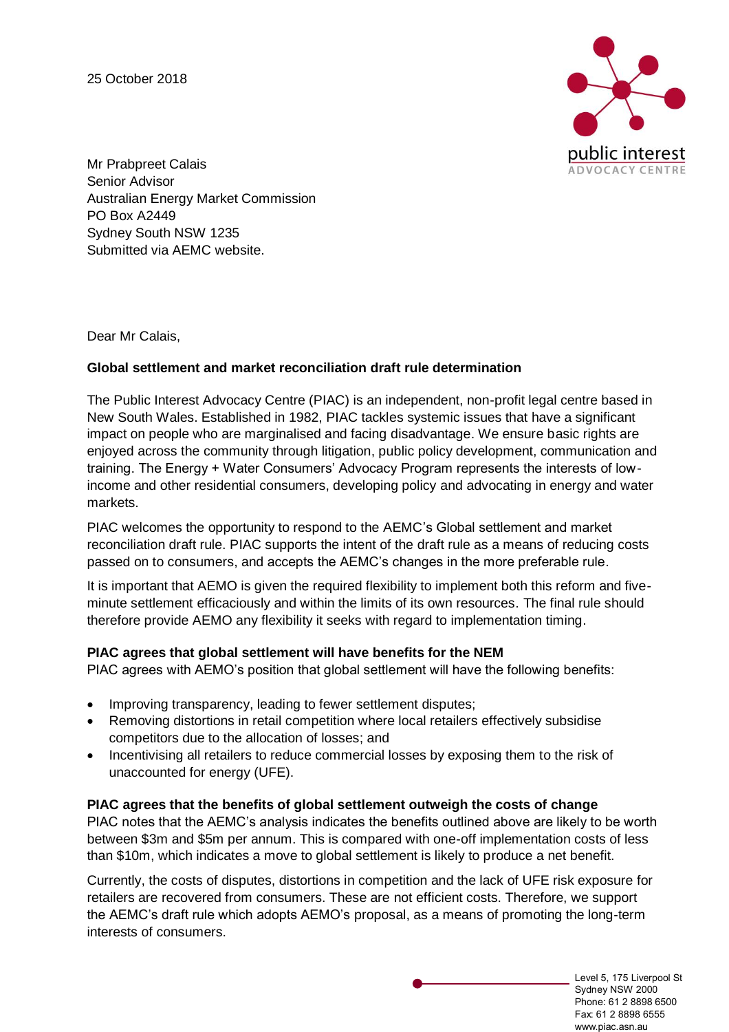25 October 2018

Mr Prabpreet Calais
Senior Advisor
Australian Energy Market Commission
PO Box A2449
Sydney South NSW 1235
Submitted via AEMC website.

Dear Mr Calais,

**Global settlement and market reconciliation draft rule determination**

The Public Interest Advocacy Centre (PIAC) is an independent, non-profit legal centre based in New South Wales. Established in 1982, PIAC tackles systemic issues that have a significant impact on people who are marginalised and facing disadvantage. We ensure basic rights are enjoyed across the community through litigation, public policy development, communication and training. The Energy + Water Consumers' Advocacy Program represents the interests of low-income and other residential consumers, developing policy and advocating in energy and water markets.

PIAC welcomes the opportunity to respond to the AEMC's Global settlement and market reconciliation draft rule. PIAC supports the intent of the draft rule as a means of reducing costs passed on to consumers, and accepts the AEMC's changes in the more preferable rule.

It is important that AEMO is given the required flexibility to implement both this reform and five-minute settlement efficaciously and within the limits of its own resources. The final rule should therefore provide AEMO any flexibility it seeks with regard to implementation timing.

**PIAC agrees that global settlement will have benefits for the NEM**

PIAC agrees with AEMO's position that global settlement will have the following benefits:

- Improving transparency, leading to fewer settlement disputes;
- Removing distortions in retail competition where local retailers effectively subsidise competitors due to the allocation of losses; and
- Incentivising all retailers to reduce commercial losses by exposing them to the risk of unaccounted for energy (UFE).

**PIAC agrees that the benefits of global settlement outweigh the costs of change**

PIAC notes that the AEMC's analysis indicates the benefits outlined above are likely to be worth between \$3m and \$5m per annum. This is compared with one-off implementation costs of less than \$10m, which indicates a move to global settlement is likely to produce a net benefit.

Currently, the costs of disputes, distortions in competition and the lack of UFE risk exposure for retailers are recovered from consumers. These are not efficient costs. Therefore, we support the AEMC's draft rule which adopts AEMO's proposal, as a means of promoting the long-term interests of consumers.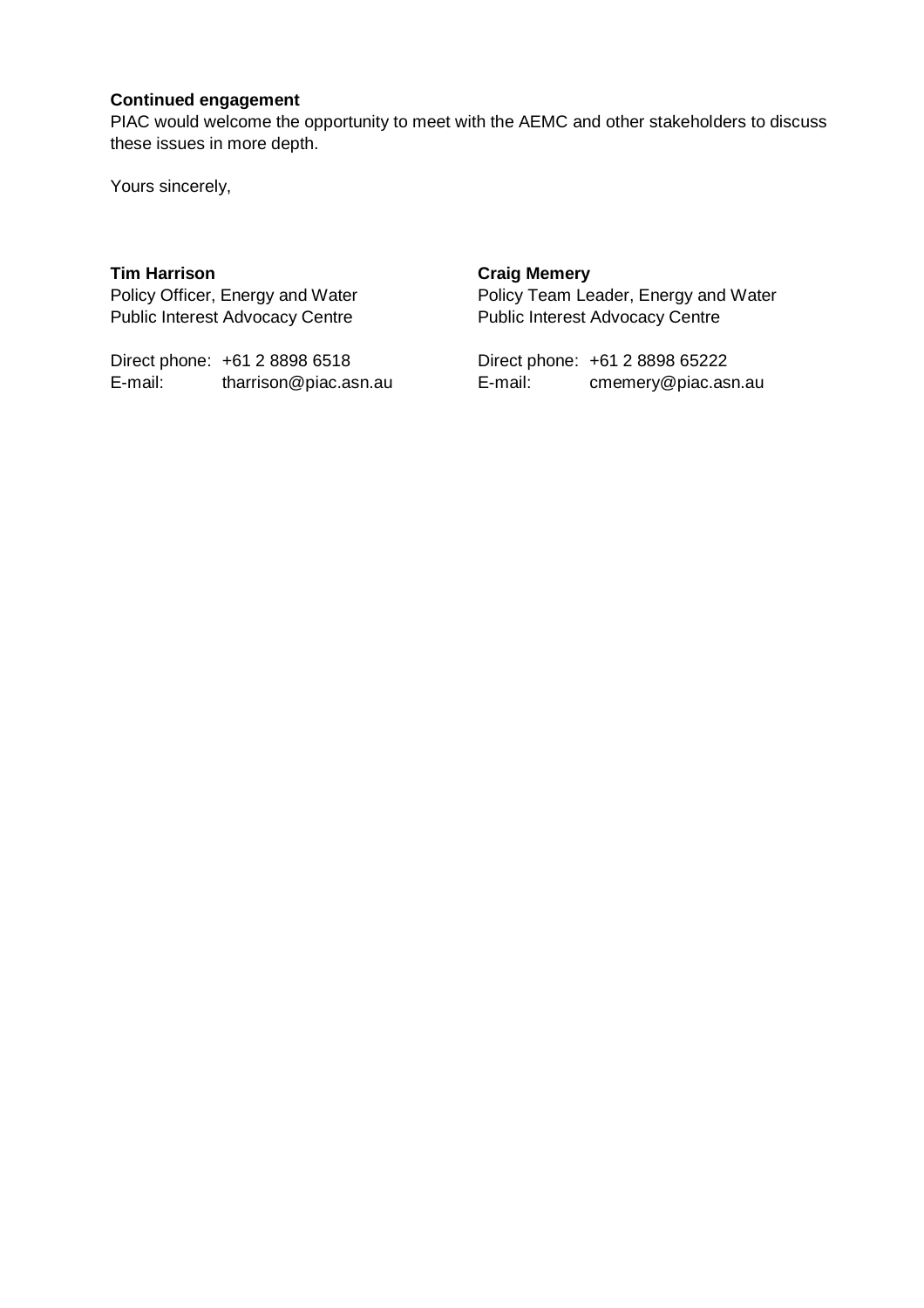**Continued engagement**

PIAC would welcome the opportunity to meet with the AEMC and other stakeholders to discuss these issues in more depth.

Yours sincerely,

**Tim Harrison**
Policy Officer, Energy and Water
Public Interest Advocacy Centre

Direct phone: +61 2 8898 6518
E-mail: tharrison@piac.asn.au

**Craig Memery**
Policy Team Leader, Energy and Water
Public Interest Advocacy Centre

Direct phone: +61 2 8898 65222
E-mail: cmemery@piac.asn.au